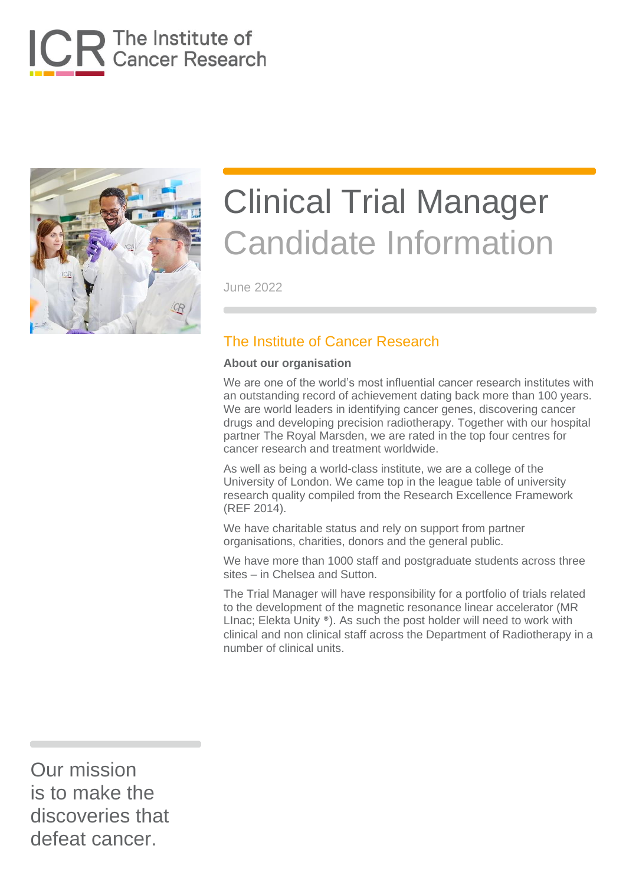ICR The Institute of Cancer Research

# Clinical Trial Manager
## Candidate Information

June 2022

## The Institute of Cancer Research

**About our organisation**

We are one of the world's most influential cancer research institutes with an outstanding record of achievement dating back more than 100 years. We are world leaders in identifying cancer genes, discovering cancer drugs and developing precision radiotherapy. Together with our hospital partner The Royal Marsden, we are rated in the top four centres for cancer research and treatment worldwide.

As well as being a world-class institute, we are a college of the University of London. We came top in the league table of university research quality compiled from the Research Excellence Framework (REF 2014).

We have charitable status and rely on support from partner organisations, charities, donors and the general public.

We have more than 1000 staff and postgraduate students across three sites – in Chelsea and Sutton.

The Trial Manager will have responsibility for a portfolio of trials related to the development of the magnetic resonance linear accelerator (MR LInac; Elekta Unity ®). As such the post holder will need to work with clinical and non clinical staff across the Department of Radiotherapy in a number of clinical units.

Our mission is to make the discoveries that defeat cancer.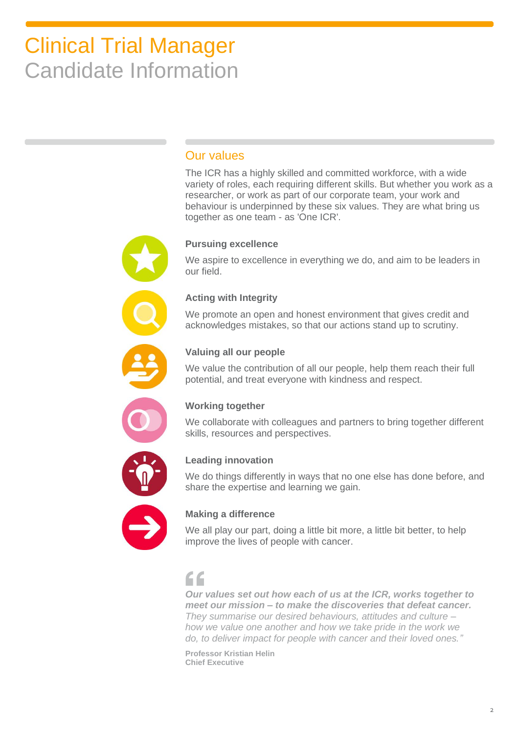# Clinical Trial Manager
## Candidate Information

## Our values

The ICR has a highly skilled and committed workforce, with a wide variety of roles, each requiring different skills. But whether you work as a researcher, or work as part of our corporate team, your work and behaviour is underpinned by these six values. They are what bring us together as one team - as 'One ICR'.

### Pursuing excellence

We aspire to excellence in everything we do, and aim to be leaders in our field.

### Acting with Integrity

We promote an open and honest environment that gives credit and acknowledges mistakes, so that our actions stand up to scrutiny.

### Valuing all our people

We value the contribution of all our people, help them reach their full potential, and treat everyone with kindness and respect.

### Working together

We collaborate with colleagues and partners to bring together different skills, resources and perspectives.

### Leading innovation

We do things differently in ways that no one else has done before, and share the expertise and learning we gain.

### Making a difference

We all play our part, doing a little bit more, a little bit better, to help improve the lives of people with cancer.

> “***Our values set out how each of us at the ICR, works together to meet our mission – to make the discoveries that defeat cancer.*** *They summarise our desired behaviours, attitudes and culture – how we value one another and how we take pride in the work we do, to deliver impact for people with cancer and their loved ones.”*
>
> **Professor Kristian Helin**
> **Chief Executive**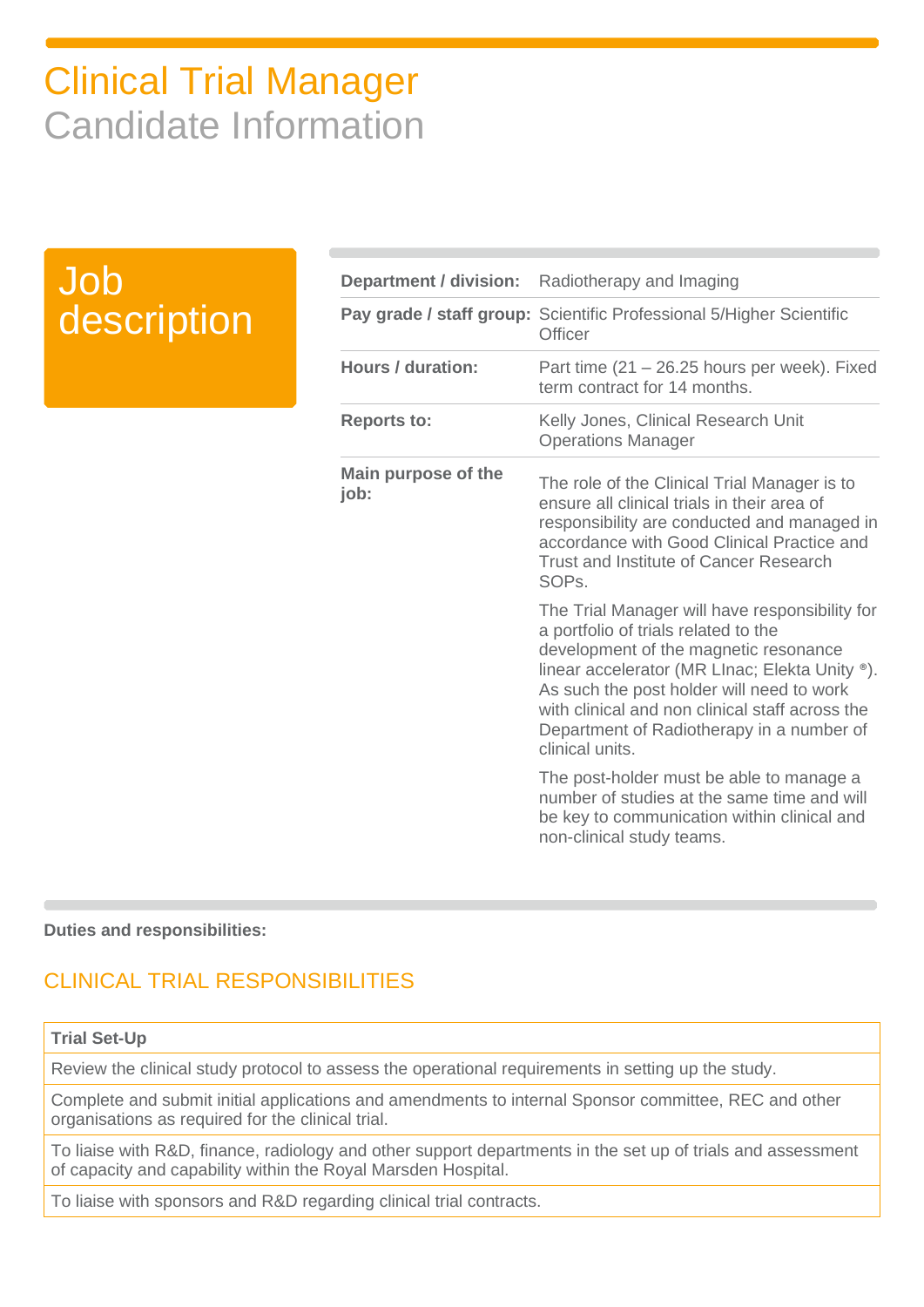# Clinical Trial Manager
## Candidate Information

## Job description

| | |
|---|---|
| **Department / division:** | Radiotherapy and Imaging |
| **Pay grade / staff group:** | Scientific Professional 5/Higher Scientific Officer |
| **Hours / duration:** | Part time (21 – 26.25 hours per week). Fixed term contract for 14 months. |
| **Reports to:** | Kelly Jones, Clinical Research Unit Operations Manager |
| **Main purpose of the job:** | The role of the Clinical Trial Manager is to ensure all clinical trials in their area of responsibility are conducted and managed in accordance with Good Clinical Practice and Trust and Institute of Cancer Research SOPs.<br><br>The Trial Manager will have responsibility for a portfolio of trials related to the development of the magnetic resonance linear accelerator (MR LInac; Elekta Unity ®). As such the post holder will need to work with clinical and non clinical staff across the Department of Radiotherapy in a number of clinical units.<br><br>The post-holder must be able to manage a number of studies at the same time and will be key to communication within clinical and non-clinical study teams. |

**Duties and responsibilities:**

### CLINICAL TRIAL RESPONSIBILITIES

| **Trial Set-Up** |
|---|
| Review the clinical study protocol to assess the operational requirements in setting up the study. |
| Complete and submit initial applications and amendments to internal Sponsor committee, REC and other organisations as required for the clinical trial. |
| To liaise with R&D, finance, radiology and other support departments in the set up of trials and assessment of capacity and capability within the Royal Marsden Hospital. |
| To liaise with sponsors and R&D regarding clinical trial contracts. |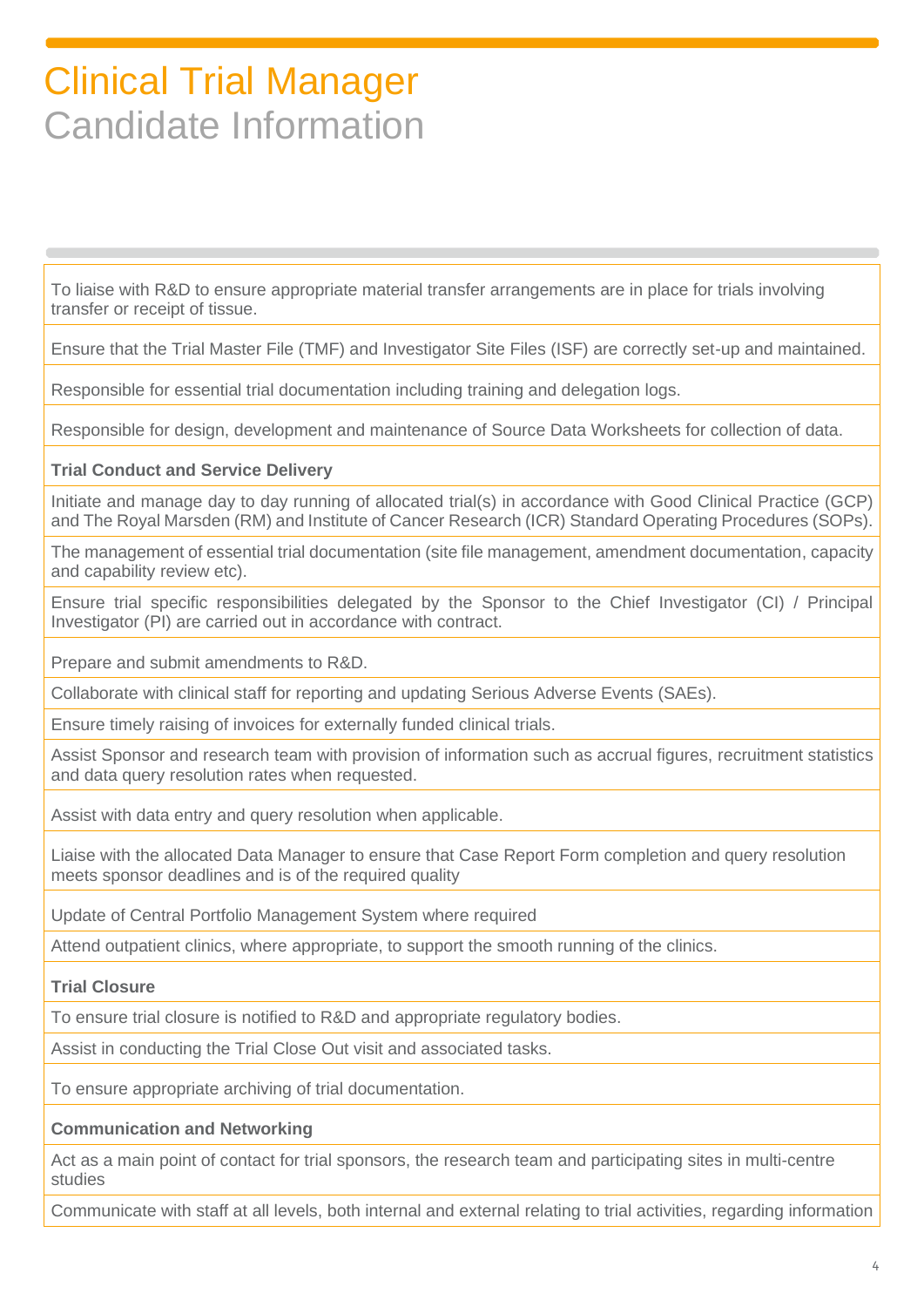# Clinical Trial Manager
## Candidate Information

To liaise with R&D to ensure appropriate material transfer arrangements are in place for trials involving transfer or receipt of tissue.

Ensure that the Trial Master File (TMF) and Investigator Site Files (ISF) are correctly set-up and maintained.

Responsible for essential trial documentation including training and delegation logs.

Responsible for design, development and maintenance of Source Data Worksheets for collection of data.

**Trial Conduct and Service Delivery**

Initiate and manage day to day running of allocated trial(s) in accordance with Good Clinical Practice (GCP) and The Royal Marsden (RM) and Institute of Cancer Research (ICR) Standard Operating Procedures (SOPs).

The management of essential trial documentation (site file management, amendment documentation, capacity and capability review etc).

Ensure trial specific responsibilities delegated by the Sponsor to the Chief Investigator (CI) / Principal Investigator (PI) are carried out in accordance with contract.

Prepare and submit amendments to R&D.

Collaborate with clinical staff for reporting and updating Serious Adverse Events (SAEs).

Ensure timely raising of invoices for externally funded clinical trials.

Assist Sponsor and research team with provision of information such as accrual figures, recruitment statistics and data query resolution rates when requested.

Assist with data entry and query resolution when applicable.

Liaise with the allocated Data Manager to ensure that Case Report Form completion and query resolution meets sponsor deadlines and is of the required quality

Update of Central Portfolio Management System where required

Attend outpatient clinics, where appropriate, to support the smooth running of the clinics.

**Trial Closure**

To ensure trial closure is notified to R&D and appropriate regulatory bodies.

Assist in conducting the Trial Close Out visit and associated tasks.

To ensure appropriate archiving of trial documentation.

**Communication and Networking**

Act as a main point of contact for trial sponsors, the research team and participating sites in multi-centre studies

Communicate with staff at all levels, both internal and external relating to trial activities, regarding information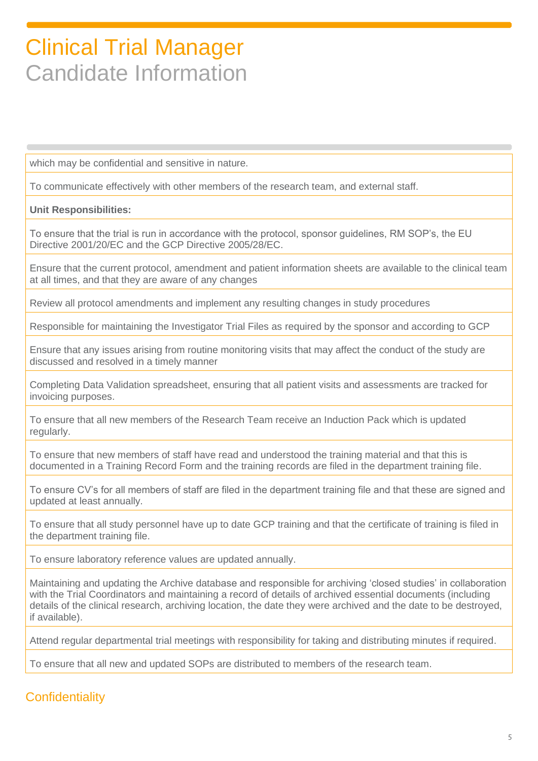# Clinical Trial Manager
## Candidate Information

which may be confidential and sensitive in nature.

To communicate effectively with other members of the research team, and external staff.

**Unit Responsibilities:**

To ensure that the trial is run in accordance with the protocol, sponsor guidelines, RM SOP's, the EU Directive 2001/20/EC and the GCP Directive 2005/28/EC.

Ensure that the current protocol, amendment and patient information sheets are available to the clinical team at all times, and that they are aware of any changes

Review all protocol amendments and implement any resulting changes in study procedures

Responsible for maintaining the Investigator Trial Files as required by the sponsor and according to GCP

Ensure that any issues arising from routine monitoring visits that may affect the conduct of the study are discussed and resolved in a timely manner

Completing Data Validation spreadsheet, ensuring that all patient visits and assessments are tracked for invoicing purposes.

To ensure that all new members of the Research Team receive an Induction Pack which is updated regularly.

To ensure that new members of staff have read and understood the training material and that this is documented in a Training Record Form and the training records are filed in the department training file.

To ensure CV's for all members of staff are filed in the department training file and that these are signed and updated at least annually.

To ensure that all study personnel have up to date GCP training and that the certificate of training is filed in the department training file.

To ensure laboratory reference values are updated annually.

Maintaining and updating the Archive database and responsible for archiving 'closed studies' in collaboration with the Trial Coordinators and maintaining a record of details of archived essential documents (including details of the clinical research, archiving location, the date they were archived and the date to be destroyed, if available).

Attend regular departmental trial meetings with responsibility for taking and distributing minutes if required.

To ensure that all new and updated SOPs are distributed to members of the research team.

## Confidentiality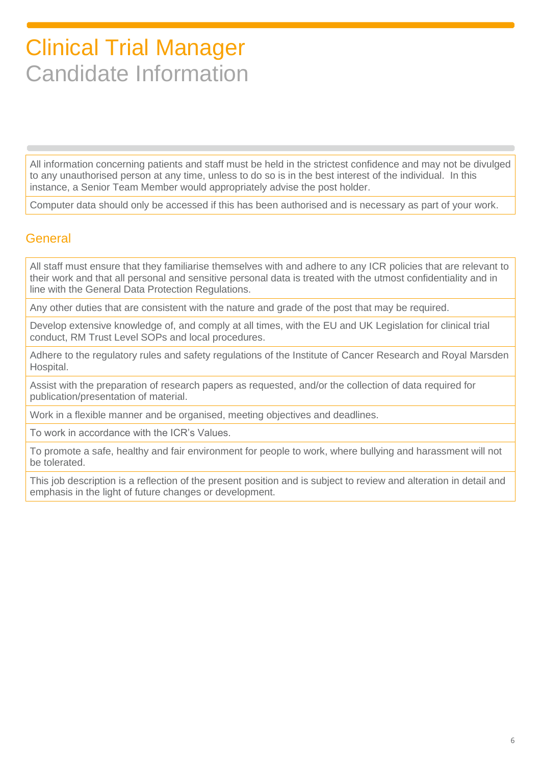# Clinical Trial Manager
## Candidate Information

| |
|---|
| All information concerning patients and staff must be held in the strictest confidence and may not be divulged to any unauthorised person at any time, unless to do so is in the best interest of the individual. In this instance, a Senior Team Member would appropriately advise the post holder. |
| Computer data should only be accessed if this has been authorised and is necessary as part of your work. |

## General

| |
|---|
| All staff must ensure that they familiarise themselves with and adhere to any ICR policies that are relevant to their work and that all personal and sensitive personal data is treated with the utmost confidentiality and in line with the General Data Protection Regulations. |
| Any other duties that are consistent with the nature and grade of the post that may be required. |
| Develop extensive knowledge of, and comply at all times, with the EU and UK Legislation for clinical trial conduct, RM Trust Level SOPs and local procedures. |
| Adhere to the regulatory rules and safety regulations of the Institute of Cancer Research and Royal Marsden Hospital. |
| Assist with the preparation of research papers as requested, and/or the collection of data required for publication/presentation of material. |
| Work in a flexible manner and be organised, meeting objectives and deadlines. |
| To work in accordance with the ICR's Values. |
| To promote a safe, healthy and fair environment for people to work, where bullying and harassment will not be tolerated. |
| This job description is a reflection of the present position and is subject to review and alteration in detail and emphasis in the light of future changes or development. |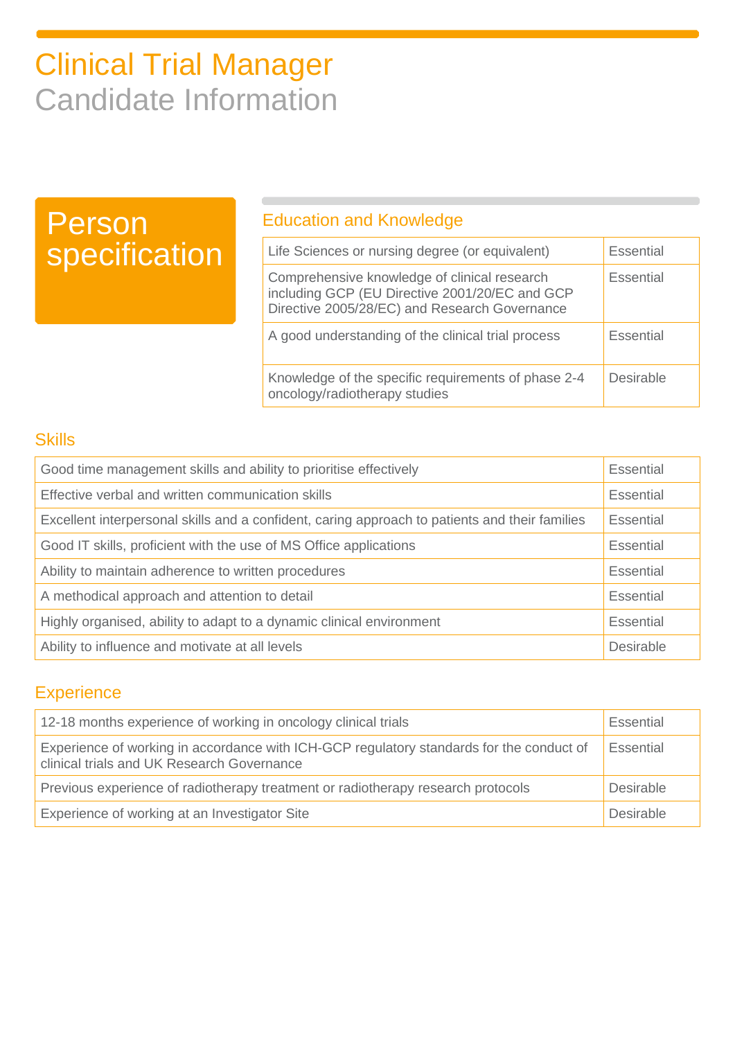# Clinical Trial Manager
Candidate Information

## Person specification

### Education and Knowledge

| Requirement | |
|---|---|
| Life Sciences or nursing degree (or equivalent) | Essential |
| Comprehensive knowledge of clinical research including GCP (EU Directive 2001/20/EC and GCP Directive 2005/28/EC) and Research Governance | Essential |
| A good understanding of the clinical trial process | Essential |
| Knowledge of the specific requirements of phase 2-4 oncology/radiotherapy studies | Desirable |

### Skills

| Requirement | |
|---|---|
| Good time management skills and ability to prioritise effectively | Essential |
| Effective verbal and written communication skills | Essential |
| Excellent interpersonal skills and a confident, caring approach to patients and their families | Essential |
| Good IT skills, proficient with the use of MS Office applications | Essential |
| Ability to maintain adherence to written procedures | Essential |
| A methodical approach and attention to detail | Essential |
| Highly organised, ability to adapt to a dynamic clinical environment | Essential |
| Ability to influence and motivate at all levels | Desirable |

### Experience

| Requirement | |
|---|---|
| 12-18 months experience of working in oncology clinical trials | Essential |
| Experience of working in accordance with ICH-GCP regulatory standards for the conduct of clinical trials and UK Research Governance | Essential |
| Previous experience of radiotherapy treatment or radiotherapy research protocols | Desirable |
| Experience of working at an Investigator Site | Desirable |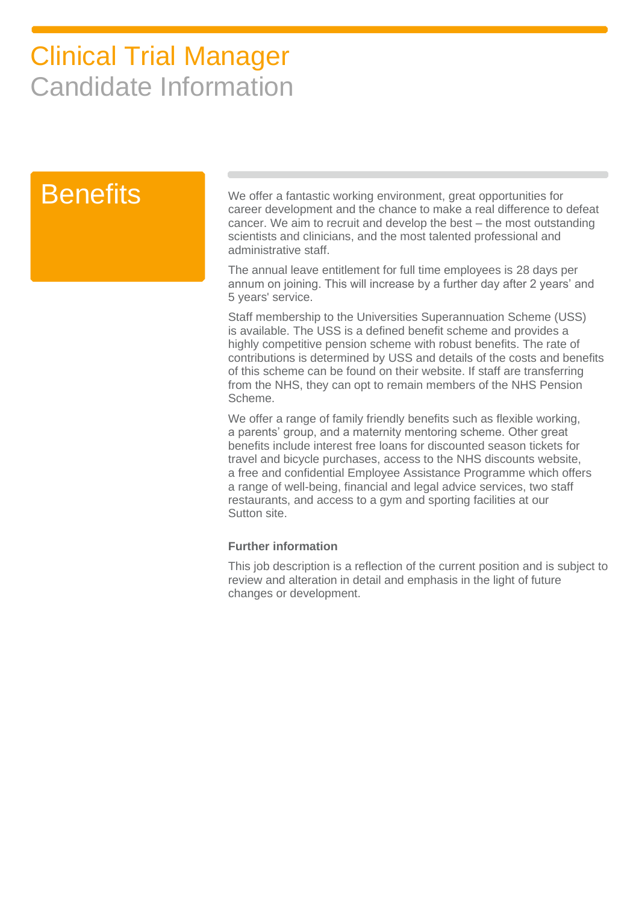# Clinical Trial Manager
Candidate Information

## Benefits

We offer a fantastic working environment, great opportunities for career development and the chance to make a real difference to defeat cancer. We aim to recruit and develop the best – the most outstanding scientists and clinicians, and the most talented professional and administrative staff.

The annual leave entitlement for full time employees is 28 days per annum on joining. This will increase by a further day after 2 years' and 5 years' service.

Staff membership to the Universities Superannuation Scheme (USS) is available. The USS is a defined benefit scheme and provides a highly competitive pension scheme with robust benefits. The rate of contributions is determined by USS and details of the costs and benefits of this scheme can be found on their website. If staff are transferring from the NHS, they can opt to remain members of the NHS Pension Scheme.

We offer a range of family friendly benefits such as flexible working, a parents' group, and a maternity mentoring scheme. Other great benefits include interest free loans for discounted season tickets for travel and bicycle purchases, access to the NHS discounts website, a free and confidential Employee Assistance Programme which offers a range of well-being, financial and legal advice services, two staff restaurants, and access to a gym and sporting facilities at our Sutton site.

**Further information**

This job description is a reflection of the current position and is subject to review and alteration in detail and emphasis in the light of future changes or development.